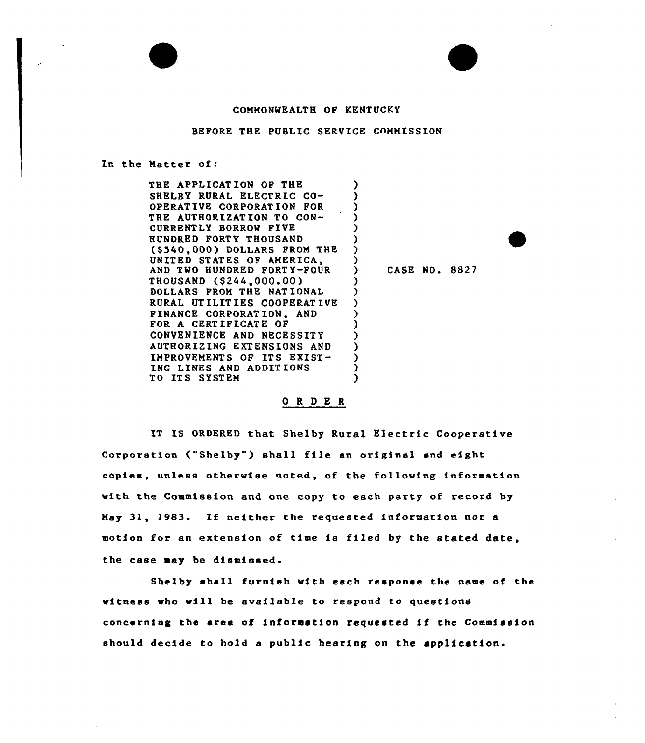COMMONWEALTH OF KENTUCKY

BEFORE THE PUBLIC SERVICE COMMISSION

In the Matter of:

| | |
|---|---|
| THE APPLICATION OF THE SHELBY RURAL ELECTRIC CO-OPERATIVE CORPORATION FOR THE AUTHORIZATION TO CON-CURRENTLY BORROW FIVE HUNDRED FORTY THOUSAND ($540,000) DOLLARS FROM THE UNITED STATES OF AMERICA, AND TWO HUNDRED FORTY-FOUR THOUSAND ($244,000.00) DOLLARS FROM THE NATIONAL RURAL UTILITIES COOPERATIVE FINANCE CORPORATION, AND FOR A CERTIFICATE OF CONVENIENCE AND NECESSITY AUTHORIZING EXTENSIONS AND IMPROVEMENTS OF ITS EXIST-ING LINES AND ADDITIONS TO ITS SYSTEM | CASE NO. 8827 |

## O R D E R

IT IS ORDERED that Shelby Rural Electric Cooperative Corporation ("Shelby") shall file an original and eight copies, unless otherwise noted, of the following information with the Commission and one copy to each party of record by May 31, 1983. If neither the requested information nor a motion for an extension of time is filed by the stated date, the case may be dismissed.

Shelby shall furnish with each response the name of the witness who will be available to respond to questions concerning the area of information requested if the Commission should decide to hold a public hearing on the application.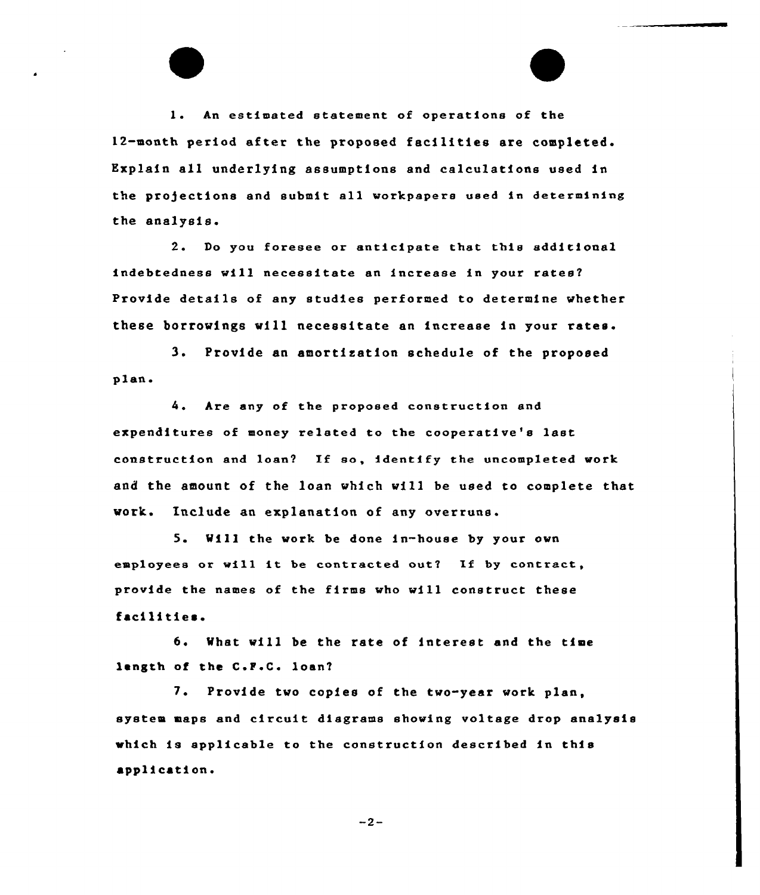1. An estimated statement of operations of the 12-month period after the proposed facilities are completed. Explain all underlying assumptions and calculations used in the projections and submit all workpapers used in determining the analysis.

2. Do you foresee or anticipate that this additional indebtedness will necessitate an increase in your rates? Provide details of any studies performed to determine whether these borrowings will necessitate an increase in your rates.

3. Provide an amortization schedule of the proposed plan.

4. Are any of the proposed construction and expenditures of money related to the cooperative's last construction and loan? If so, identify the uncompleted work and the amount of the loan which will be used to complete that work. Include an explanation of any overruns.

5. Will the work be done in-house by your own employees or will it be contracted out? If by contract, provide the names of the firms who will construct these facilities.

6. What will be the rate of interest and the time length of the C.F.C. loan?

7. Provide two copies of the two-year work plan, system maps and circuit diagrams showing voltage drop analysis which is applicable to the construction described in this application.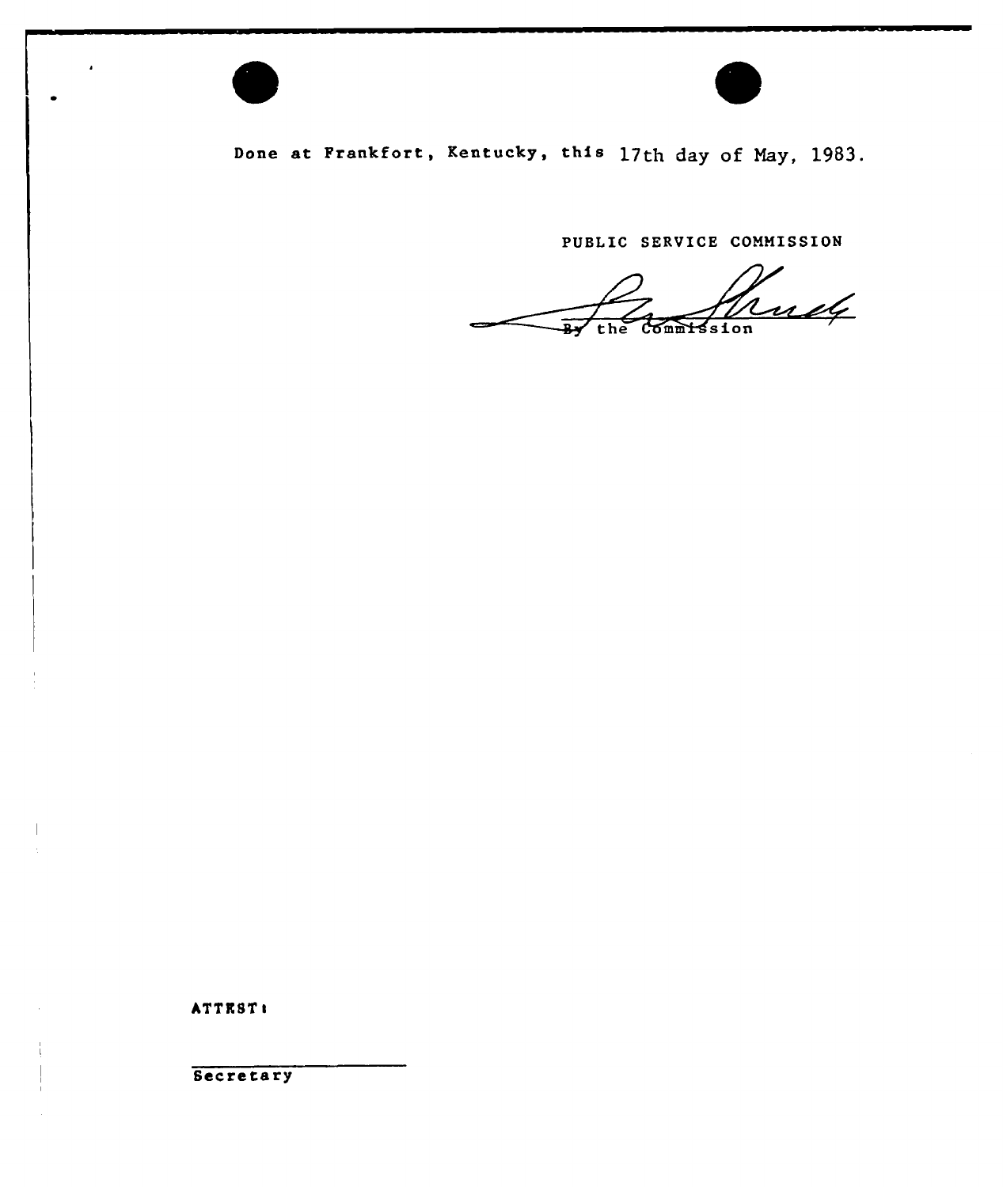Done at Frankfort, Kentucky, this 17th day of May, 1983.

PUBLIC SERVICE COMMISSION

By the Commission

ATTEST:

Secretary